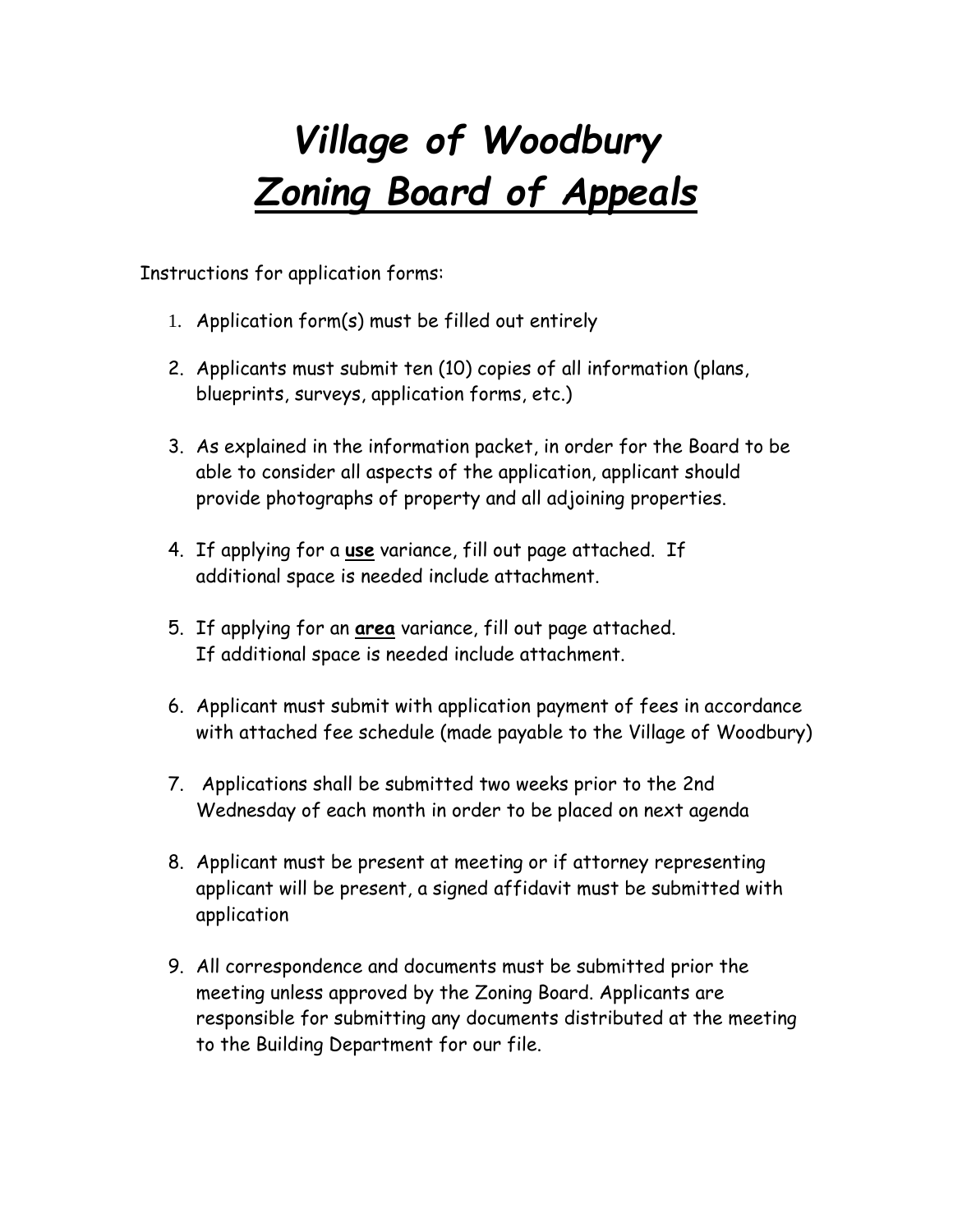# *Village of Woodbury*
# ***Zoning Board of Appeals***

Instructions for application forms:

1. Application form(s) must be filled out entirely
2. Applicants must submit ten (10) copies of all information (plans, blueprints, surveys, application forms, etc.)
3. As explained in the information packet, in order for the Board to be able to consider all aspects of the application, applicant should provide photographs of property and all adjoining properties.
4. If applying for a **use** variance, fill out page attached. If additional space is needed include attachment.
5. If applying for an **area** variance, fill out page attached. If additional space is needed include attachment.
6. Applicant must submit with application payment of fees in accordance with attached fee schedule (made payable to the Village of Woodbury)
7. Applications shall be submitted two weeks prior to the 2nd Wednesday of each month in order to be placed on next agenda
8. Applicant must be present at meeting or if attorney representing applicant will be present, a signed affidavit must be submitted with application
9. All correspondence and documents must be submitted prior the meeting unless approved by the Zoning Board. Applicants are responsible for submitting any documents distributed at the meeting to the Building Department for our file.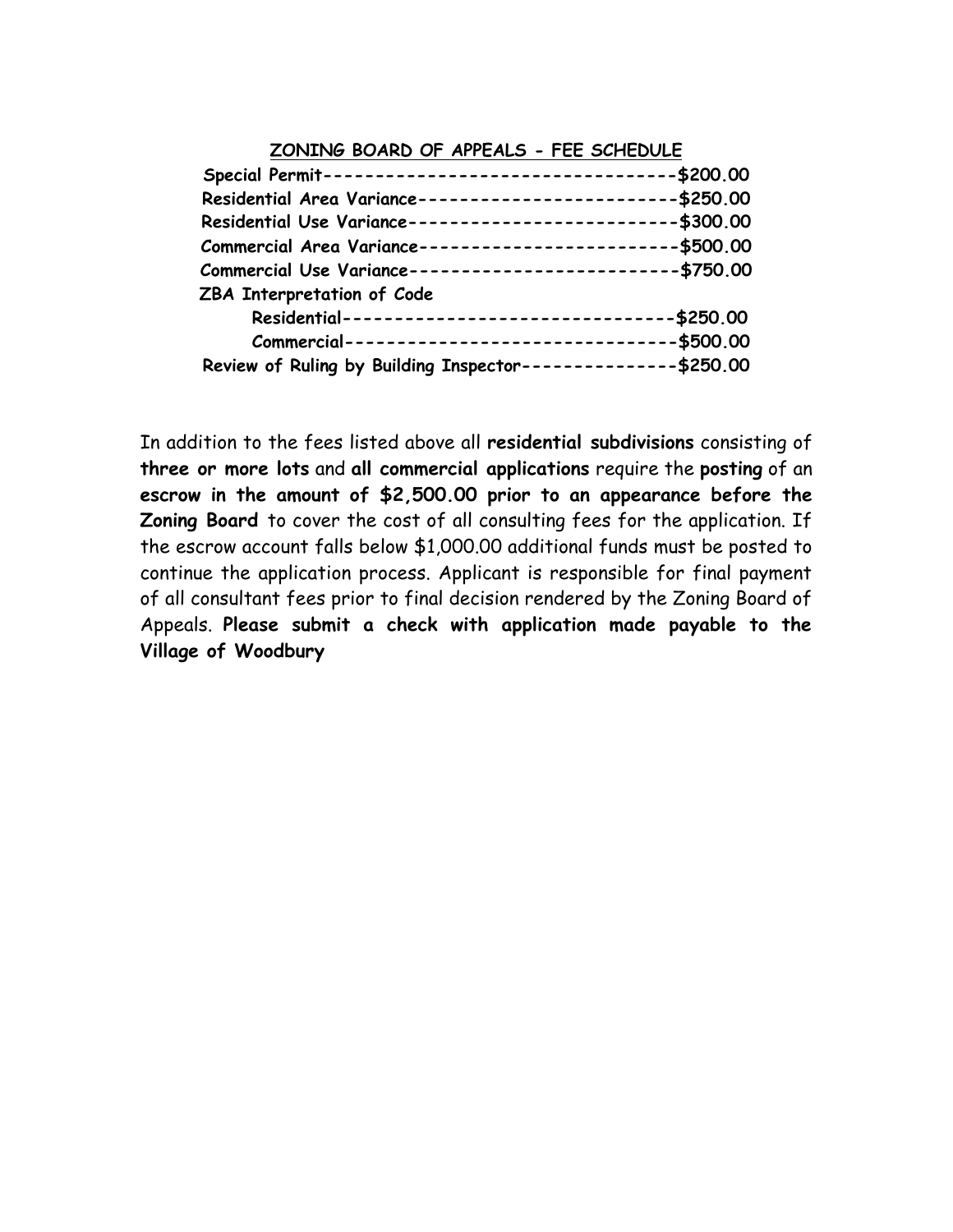## ZONING BOARD OF APPEALS - FEE SCHEDULE

| Item | Fee |
| --- | --- |
| **Special Permit** | **$200.00** |
| **Residential Area Variance** | **$250.00** |
| **Residential Use Variance** | **$300.00** |
| **Commercial Area Variance** | **$500.00** |
| **Commercial Use Variance** | **$750.00** |
| **ZBA Interpretation of Code** | |
| **Residential** | **$250.00** |
| **Commercial** | **$500.00** |
| **Review of Ruling by Building Inspector** | **$250.00** |

In addition to the fees listed above all **residential subdivisions** consisting of **three or more lots** and **all commercial applications** require the **posting** of an **escrow in the amount of $2,500.00 prior to an appearance before the Zoning Board** to cover the cost of all consulting fees for the application. If the escrow account falls below $1,000.00 additional funds must be posted to continue the application process. Applicant is responsible for final payment of all consultant fees prior to final decision rendered by the Zoning Board of Appeals. **Please submit a check with application made payable to the Village of Woodbury**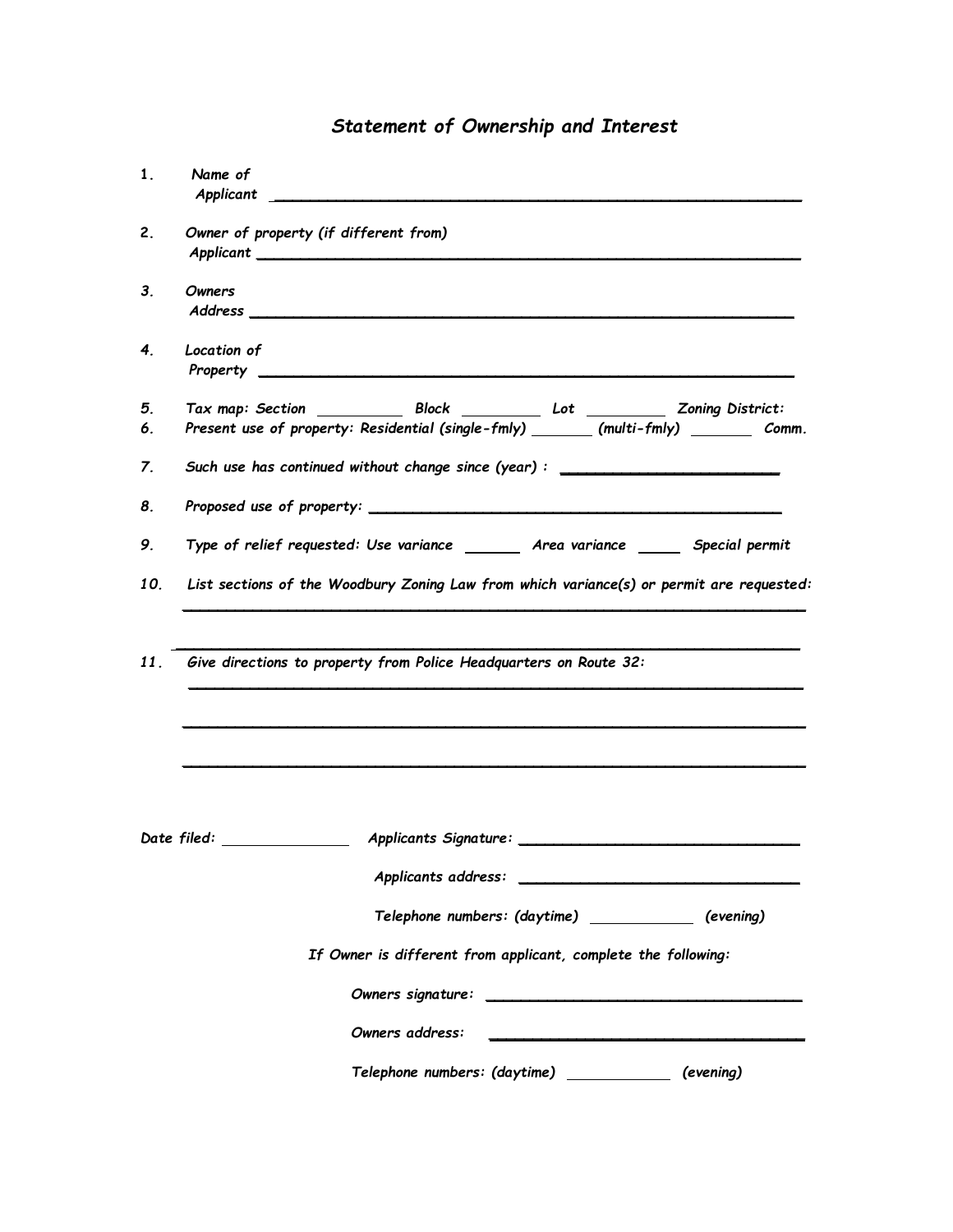# *Statement of Ownership and Interest*

1. *Name of Applicant* ____________________________________________

2. *Owner of property (if different from) Applicant* ____________________________________________

3. *Owners Address* ____________________________________________

4. *Location of Property* ____________________________________________

5. *Tax map: Section* __________ *Block* __________ *Lot* __________ *Zoning District:*

6. *Present use of property: Residential (single-fmly)* _______ *(multi-fmly)* _______ *Comm.*

7. *Such use has continued without change since (year) :* ________________________

8. *Proposed use of property:* ____________________________________________

9. *Type of relief requested: Use variance* _______ *Area variance* _____ *Special permit*

10. *List sections of the Woodbury Zoning Law from which variance(s) or permit are requested:*

    ____________________________________________

    ____________________________________________

11. *Give directions to property from Police Headquarters on Route 32:*

    ____________________________________________

    ____________________________________________

    ____________________________________________

*Date filed:* ______________ *Applicants Signature:* ______________________________

*Applicants address:* ______________________________

*Telephone numbers: (daytime)* ____________ *(evening)*

*If Owner is different from applicant, complete the following:*

*Owners signature:* ______________________________

*Owners address:* ______________________________

*Telephone numbers: (daytime)* ____________ *(evening)*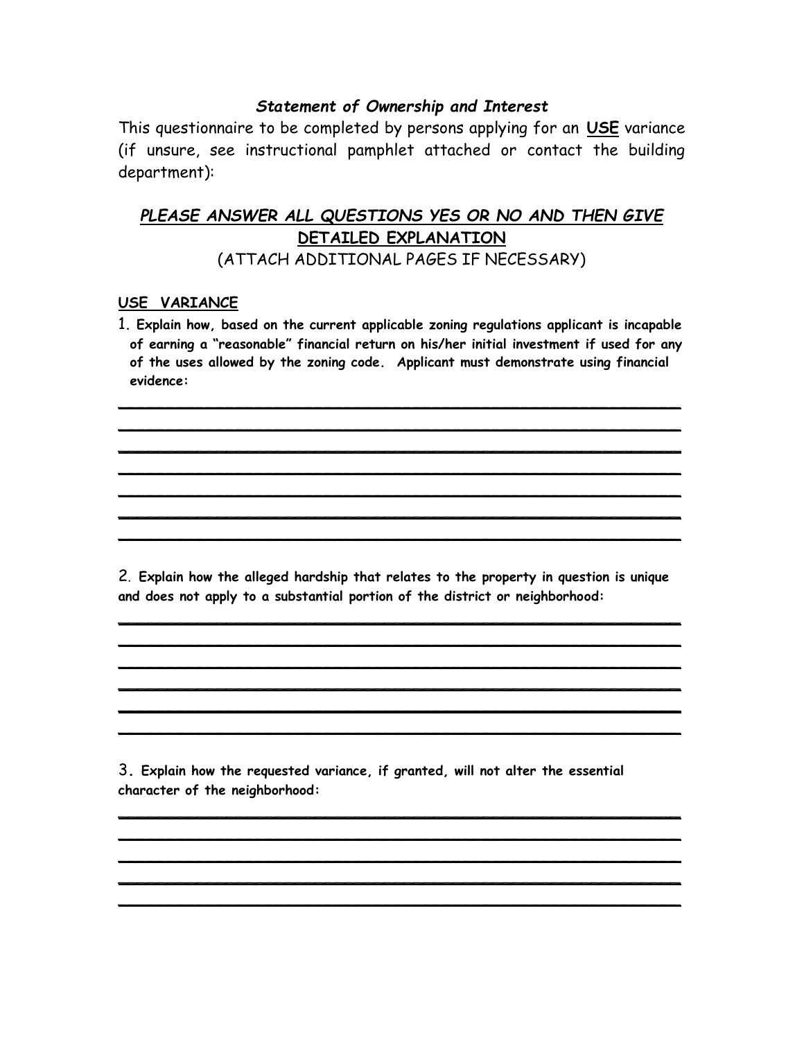### *Statement of Ownership and Interest*

This questionnaire to be completed by persons applying for an **USE** variance (if unsure, see instructional pamphlet attached or contact the building department):

## ***PLEASE ANSWER ALL QUESTIONS YES OR NO AND THEN GIVE DETAILED EXPLANATION***

(ATTACH ADDITIONAL PAGES IF NECESSARY)

**USE VARIANCE**

1. **Explain how, based on the current applicable zoning regulations applicant is incapable of earning a "reasonable" financial return on his/her initial investment if used for any of the uses allowed by the zoning code. Applicant must demonstrate using financial evidence:**

_______________________________________________________________

_______________________________________________________________

_______________________________________________________________

_______________________________________________________________

_______________________________________________________________

_______________________________________________________________

_______________________________________________________________

2. **Explain how the alleged hardship that relates to the property in question is unique and does not apply to a substantial portion of the district or neighborhood:**

_______________________________________________________________

_______________________________________________________________

_______________________________________________________________

_______________________________________________________________

_______________________________________________________________

_______________________________________________________________

3. **Explain how the requested variance, if granted, will not alter the essential character of the neighborhood:**

_______________________________________________________________

_______________________________________________________________

_______________________________________________________________

_______________________________________________________________

_______________________________________________________________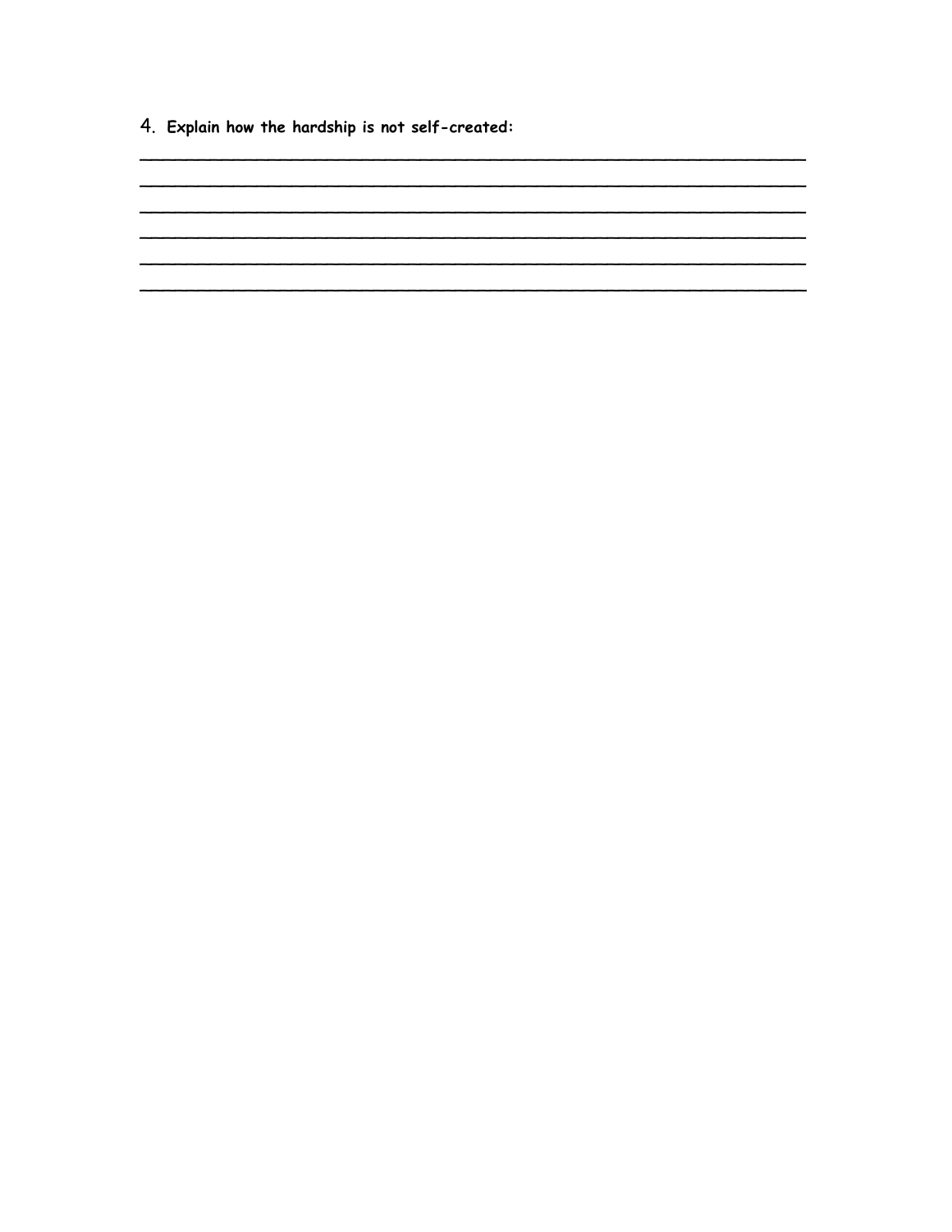4. **Explain how the hardship is not self-created:**

______________________________________________________________

______________________________________________________________

______________________________________________________________

______________________________________________________________

______________________________________________________________

______________________________________________________________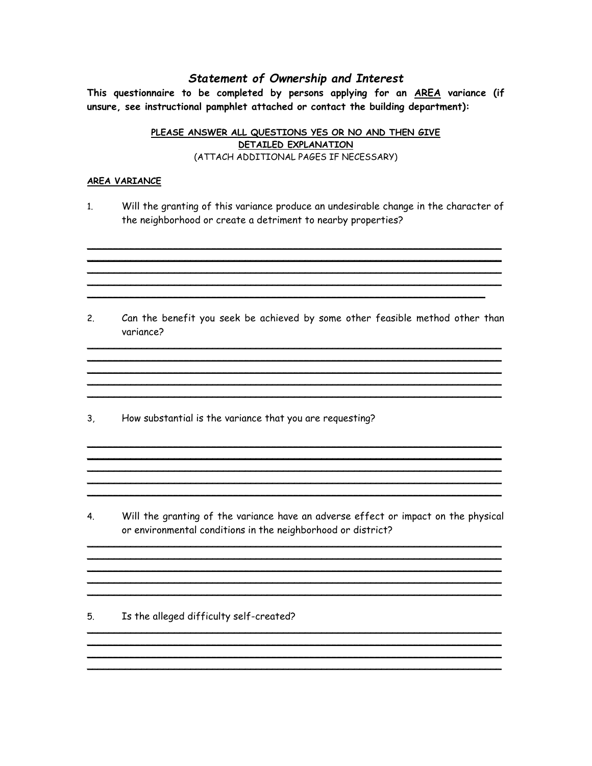## *Statement of Ownership and Interest*

**This questionnaire to be completed by persons applying for an AREA variance (if unsure, see instructional pamphlet attached or contact the building department):**

**PLEASE ANSWER ALL QUESTIONS YES OR NO AND THEN GIVE DETAILED EXPLANATION**

(ATTACH ADDITIONAL PAGES IF NECESSARY)

**AREA VARIANCE**

1. Will the granting of this variance produce an undesirable change in the character of the neighborhood or create a detriment to nearby properties?

_______________________________________________________________________
_______________________________________________________________________
_______________________________________________________________________
_______________________________________________________________________
_______________________________________________________________________

2. Can the benefit you seek be achieved by some other feasible method other than variance?

_______________________________________________________________________
_______________________________________________________________________
_______________________________________________________________________
_______________________________________________________________________
_______________________________________________________________________

3, How substantial is the variance that you are requesting?

_______________________________________________________________________
_______________________________________________________________________
_______________________________________________________________________
_______________________________________________________________________
_______________________________________________________________________

4. Will the granting of the variance have an adverse effect or impact on the physical or environmental conditions in the neighborhood or district?

_______________________________________________________________________
_______________________________________________________________________
_______________________________________________________________________
_______________________________________________________________________
_______________________________________________________________________

5. Is the alleged difficulty self-created?

_______________________________________________________________________
_______________________________________________________________________
_______________________________________________________________________
_______________________________________________________________________